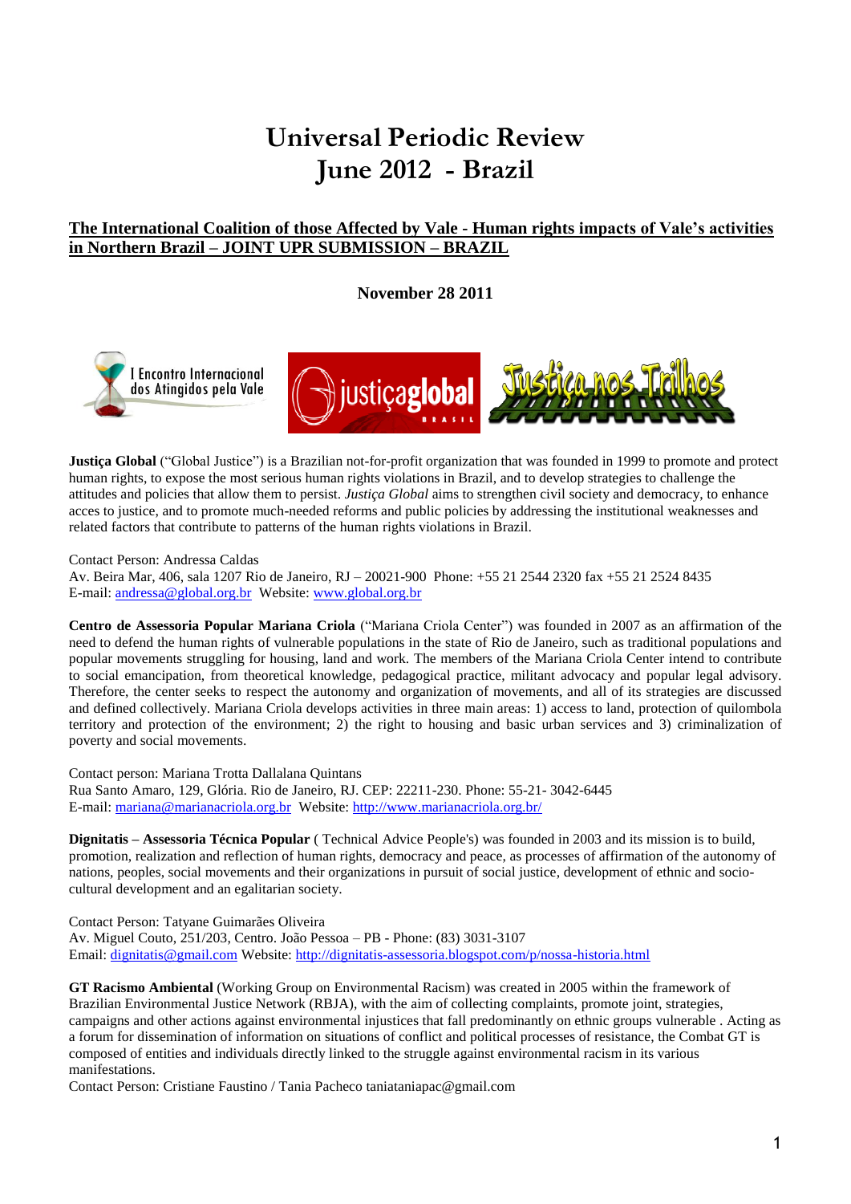# Universal Periodic Review
# June 2012 - Brazil

**The International Coalition of those Affected by Vale - Human rights impacts of Vale's activities in Northern Brazil – JOINT UPR SUBMISSION – BRAZIL**

**November 28 2011**

**Justiça Global** ("Global Justice") is a Brazilian not-for-profit organization that was founded in 1999 to promote and protect human rights, to expose the most serious human rights violations in Brazil, and to develop strategies to challenge the attitudes and policies that allow them to persist. *Justiça Global* aims to strengthen civil society and democracy, to enhance acces to justice, and to promote much-needed reforms and public policies by addressing the institutional weaknesses and related factors that contribute to patterns of the human rights violations in Brazil.

Contact Person: Andressa Caldas
Av. Beira Mar, 406, sala 1207 Rio de Janeiro, RJ – 20021-900 Phone: +55 21 2544 2320 fax +55 21 2524 8435
E-mail: andressa@global.org.br Website: www.global.org.br

**Centro de Assessoria Popular Mariana Criola** ("Mariana Criola Center") was founded in 2007 as an affirmation of the need to defend the human rights of vulnerable populations in the state of Rio de Janeiro, such as traditional populations and popular movements struggling for housing, land and work. The members of the Mariana Criola Center intend to contribute to social emancipation, from theoretical knowledge, pedagogical practice, militant advocacy and popular legal advisory. Therefore, the center seeks to respect the autonomy and organization of movements, and all of its strategies are discussed and defined collectively. Mariana Criola develops activities in three main areas: 1) access to land, protection of quilombola territory and protection of the environment; 2) the right to housing and basic urban services and 3) criminalization of poverty and social movements.

Contact person: Mariana Trotta Dallalana Quintans
Rua Santo Amaro, 129, Glória. Rio de Janeiro, RJ. CEP: 22211-230. Phone: 55-21- 3042-6445
E-mail: mariana@marianacriola.org.br Website: http://www.marianacriola.org.br/

**Dignitatis – Assessoria Técnica Popular** ( Technical Advice People's) was founded in 2003 and its mission is to build, promotion, realization and reflection of human rights, democracy and peace, as processes of affirmation of the autonomy of nations, peoples, social movements and their organizations in pursuit of social justice, development of ethnic and socio-cultural development and an egalitarian society.

Contact Person: Tatyane Guimarães Oliveira
Av. Miguel Couto, 251/203, Centro. João Pessoa – PB - Phone: (83) 3031-3107
Email: dignitatis@gmail.com Website: http://dignitatis-assessoria.blogspot.com/p/nossa-historia.html

**GT Racismo Ambiental** (Working Group on Environmental Racism) was created in 2005 within the framework of Brazilian Environmental Justice Network (RBJA), with the aim of collecting complaints, promote joint, strategies, campaigns and other actions against environmental injustices that fall predominantly on ethnic groups vulnerable . Acting as a forum for dissemination of information on situations of conflict and political processes of resistance, the Combat GT is composed of entities and individuals directly linked to the struggle against environmental racism in its various manifestations.
Contact Person: Cristiane Faustino / Tania Pacheco taniataniapac@gmail.com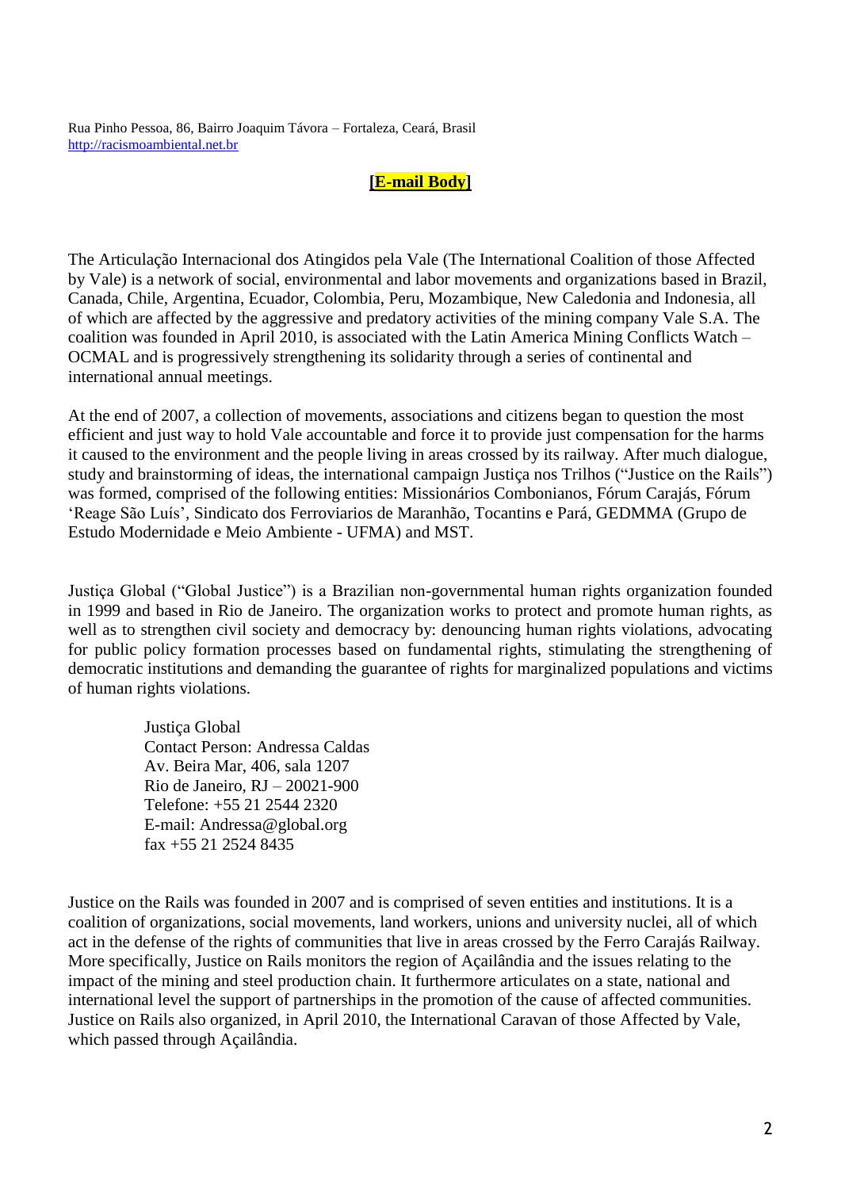Rua Pinho Pessoa, 86, Bairro Joaquim Távora – Fortaleza, Ceará, Brasil
http://racismoambiental.net.br

**[E-mail Body]**

The Articulação Internacional dos Atingidos pela Vale (The International Coalition of those Affected by Vale) is a network of social, environmental and labor movements and organizations based in Brazil, Canada, Chile, Argentina, Ecuador, Colombia, Peru, Mozambique, New Caledonia and Indonesia, all of which are affected by the aggressive and predatory activities of the mining company Vale S.A. The coalition was founded in April 2010, is associated with the Latin America Mining Conflicts Watch – OCMAL and is progressively strengthening its solidarity through a series of continental and international annual meetings.

At the end of 2007, a collection of movements, associations and citizens began to question the most efficient and just way to hold Vale accountable and force it to provide just compensation for the harms it caused to the environment and the people living in areas crossed by its railway. After much dialogue, study and brainstorming of ideas, the international campaign Justiça nos Trilhos ("Justice on the Rails") was formed, comprised of the following entities: Missionários Combonianos, Fórum Carajás, Fórum 'Reage São Luís', Sindicato dos Ferroviarios de Maranhão, Tocantins e Pará, GEDMMA (Grupo de Estudo Modernidade e Meio Ambiente - UFMA) and MST.

Justiça Global ("Global Justice") is a Brazilian non-governmental human rights organization founded in 1999 and based in Rio de Janeiro. The organization works to protect and promote human rights, as well as to strengthen civil society and democracy by: denouncing human rights violations, advocating for public policy formation processes based on fundamental rights, stimulating the strengthening of democratic institutions and demanding the guarantee of rights for marginalized populations and victims of human rights violations.

> Justiça Global
> Contact Person: Andressa Caldas
> Av. Beira Mar, 406, sala 1207
> Rio de Janeiro, RJ – 20021-900
> Telefone: +55 21 2544 2320
> E-mail: Andressa@global.org
> fax +55 21 2524 8435

Justice on the Rails was founded in 2007 and is comprised of seven entities and institutions. It is a coalition of organizations, social movements, land workers, unions and university nuclei, all of which act in the defense of the rights of communities that live in areas crossed by the Ferro Carajás Railway. More specifically, Justice on Rails monitors the region of Açailândia and the issues relating to the impact of the mining and steel production chain. It furthermore articulates on a state, national and international level the support of partnerships in the promotion of the cause of affected communities. Justice on Rails also organized, in April 2010, the International Caravan of those Affected by Vale, which passed through Açailândia.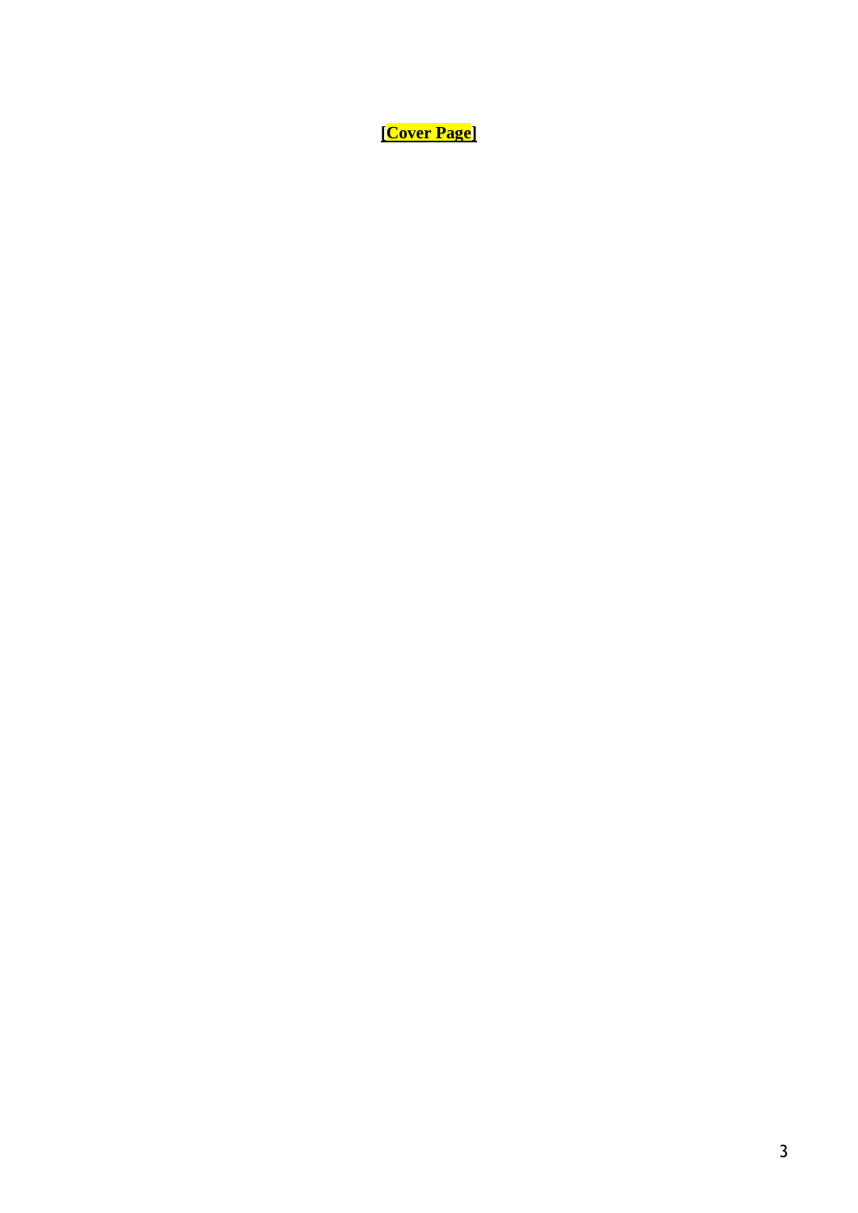**[Cover Page]**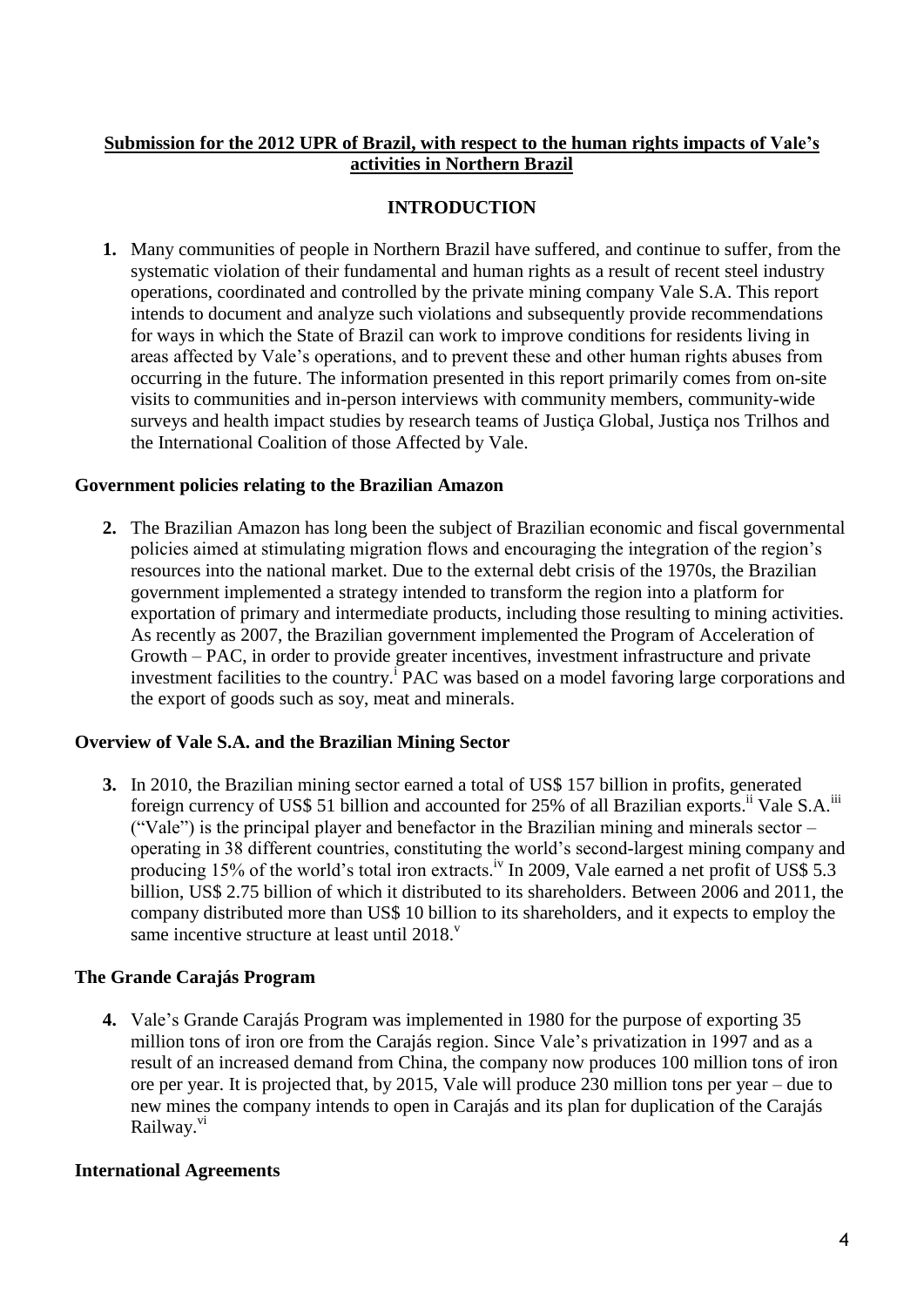**Submission for the 2012 UPR of Brazil, with respect to the human rights impacts of Vale's activities in Northern Brazil**

**INTRODUCTION**

**1.** Many communities of people in Northern Brazil have suffered, and continue to suffer, from the systematic violation of their fundamental and human rights as a result of recent steel industry operations, coordinated and controlled by the private mining company Vale S.A. This report intends to document and analyze such violations and subsequently provide recommendations for ways in which the State of Brazil can work to improve conditions for residents living in areas affected by Vale's operations, and to prevent these and other human rights abuses from occurring in the future. The information presented in this report primarily comes from on-site visits to communities and in-person interviews with community members, community-wide surveys and health impact studies by research teams of Justiça Global, Justiça nos Trilhos and the International Coalition of those Affected by Vale.

**Government policies relating to the Brazilian Amazon**

**2.** The Brazilian Amazon has long been the subject of Brazilian economic and fiscal governmental policies aimed at stimulating migration flows and encouraging the integration of the region's resources into the national market. Due to the external debt crisis of the 1970s, the Brazilian government implemented a strategy intended to transform the region into a platform for exportation of primary and intermediate products, including those resulting to mining activities. As recently as 2007, the Brazilian government implemented the Program of Acceleration of Growth – PAC, in order to provide greater incentives, investment infrastructure and private investment facilities to the country.[i] PAC was based on a model favoring large corporations and the export of goods such as soy, meat and minerals.

**Overview of Vale S.A. and the Brazilian Mining Sector**

**3.** In 2010, the Brazilian mining sector earned a total of US$ 157 billion in profits, generated foreign currency of US$ 51 billion and accounted for 25% of all Brazilian exports.[ii] Vale S.A.[iii] ("Vale") is the principal player and benefactor in the Brazilian mining and minerals sector – operating in 38 different countries, constituting the world's second-largest mining company and producing 15% of the world's total iron extracts.[iv] In 2009, Vale earned a net profit of US$ 5.3 billion, US$ 2.75 billion of which it distributed to its shareholders. Between 2006 and 2011, the company distributed more than US$ 10 billion to its shareholders, and it expects to employ the same incentive structure at least until 2018.[v]

**The Grande Carajás Program**

**4.** Vale's Grande Carajás Program was implemented in 1980 for the purpose of exporting 35 million tons of iron ore from the Carajás region. Since Vale's privatization in 1997 and as a result of an increased demand from China, the company now produces 100 million tons of iron ore per year. It is projected that, by 2015, Vale will produce 230 million tons per year – due to new mines the company intends to open in Carajás and its plan for duplication of the Carajás Railway.[vi]

**International Agreements**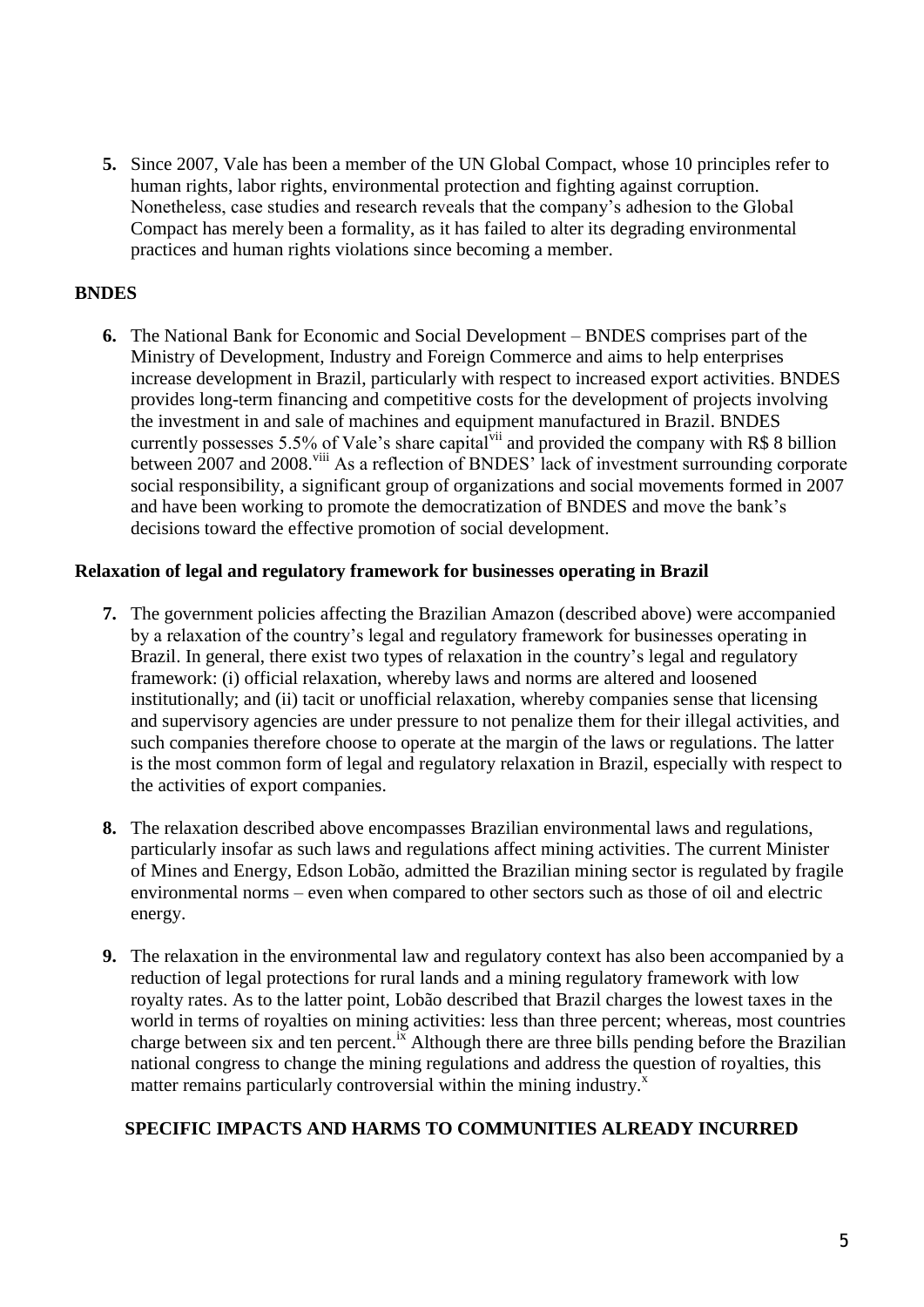**5.** Since 2007, Vale has been a member of the UN Global Compact, whose 10 principles refer to human rights, labor rights, environmental protection and fighting against corruption. Nonetheless, case studies and research reveals that the company's adhesion to the Global Compact has merely been a formality, as it has failed to alter its degrading environmental practices and human rights violations since becoming a member.

**BNDES**

**6.** The National Bank for Economic and Social Development – BNDES comprises part of the Ministry of Development, Industry and Foreign Commerce and aims to help enterprises increase development in Brazil, particularly with respect to increased export activities. BNDES provides long-term financing and competitive costs for the development of projects involving the investment in and sale of machines and equipment manufactured in Brazil. BNDES currently possesses 5.5% of Vale's share capital[vii] and provided the company with R$ 8 billion between 2007 and 2008.[viii] As a reflection of BNDES' lack of investment surrounding corporate social responsibility, a significant group of organizations and social movements formed in 2007 and have been working to promote the democratization of BNDES and move the bank's decisions toward the effective promotion of social development.

**Relaxation of legal and regulatory framework for businesses operating in Brazil**

**7.** The government policies affecting the Brazilian Amazon (described above) were accompanied by a relaxation of the country's legal and regulatory framework for businesses operating in Brazil. In general, there exist two types of relaxation in the country's legal and regulatory framework: (i) official relaxation, whereby laws and norms are altered and loosened institutionally; and (ii) tacit or unofficial relaxation, whereby companies sense that licensing and supervisory agencies are under pressure to not penalize them for their illegal activities, and such companies therefore choose to operate at the margin of the laws or regulations. The latter is the most common form of legal and regulatory relaxation in Brazil, especially with respect to the activities of export companies.

**8.** The relaxation described above encompasses Brazilian environmental laws and regulations, particularly insofar as such laws and regulations affect mining activities. The current Minister of Mines and Energy, Edson Lobão, admitted the Brazilian mining sector is regulated by fragile environmental norms – even when compared to other sectors such as those of oil and electric energy.

**9.** The relaxation in the environmental law and regulatory context has also been accompanied by a reduction of legal protections for rural lands and a mining regulatory framework with low royalty rates. As to the latter point, Lobão described that Brazil charges the lowest taxes in the world in terms of royalties on mining activities: less than three percent; whereas, most countries charge between six and ten percent.[ix] Although there are three bills pending before the Brazilian national congress to change the mining regulations and address the question of royalties, this matter remains particularly controversial within the mining industry.[x]

**SPECIFIC IMPACTS AND HARMS TO COMMUNITIES ALREADY INCURRED**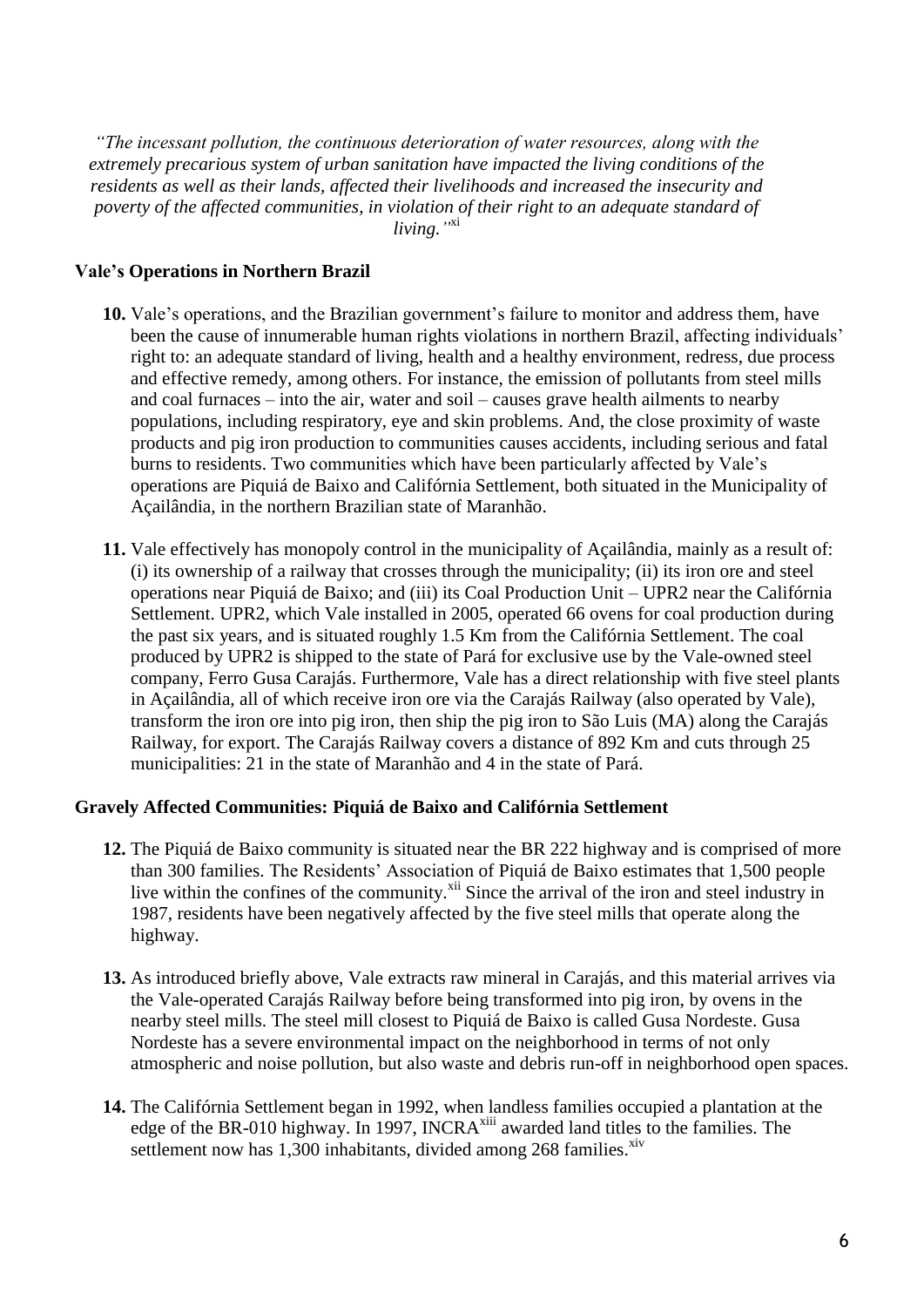*"The incessant pollution, the continuous deterioration of water resources, along with the extremely precarious system of urban sanitation have impacted the living conditions of the residents as well as their lands, affected their livelihoods and increased the insecurity and poverty of the affected communities, in violation of their right to an adequate standard of living."*[xi]

**Vale's Operations in Northern Brazil**

**10.** Vale's operations, and the Brazilian government's failure to monitor and address them, have been the cause of innumerable human rights violations in northern Brazil, affecting individuals' right to: an adequate standard of living, health and a healthy environment, redress, due process and effective remedy, among others. For instance, the emission of pollutants from steel mills and coal furnaces – into the air, water and soil – causes grave health ailments to nearby populations, including respiratory, eye and skin problems. And, the close proximity of waste products and pig iron production to communities causes accidents, including serious and fatal burns to residents. Two communities which have been particularly affected by Vale's operations are Piquiá de Baixo and Califórnia Settlement, both situated in the Municipality of Açailândia, in the northern Brazilian state of Maranhão.

**11.** Vale effectively has monopoly control in the municipality of Açailândia, mainly as a result of: (i) its ownership of a railway that crosses through the municipality; (ii) its iron ore and steel operations near Piquiá de Baixo; and (iii) its Coal Production Unit – UPR2 near the Califórnia Settlement. UPR2, which Vale installed in 2005, operated 66 ovens for coal production during the past six years, and is situated roughly 1.5 Km from the Califórnia Settlement. The coal produced by UPR2 is shipped to the state of Pará for exclusive use by the Vale-owned steel company, Ferro Gusa Carajás. Furthermore, Vale has a direct relationship with five steel plants in Açailândia, all of which receive iron ore via the Carajás Railway (also operated by Vale), transform the iron ore into pig iron, then ship the pig iron to São Luis (MA) along the Carajás Railway, for export. The Carajás Railway covers a distance of 892 Km and cuts through 25 municipalities: 21 in the state of Maranhão and 4 in the state of Pará.

**Gravely Affected Communities: Piquiá de Baixo and Califórnia Settlement**

**12.** The Piquiá de Baixo community is situated near the BR 222 highway and is comprised of more than 300 families. The Residents' Association of Piquiá de Baixo estimates that 1,500 people live within the confines of the community.[xii] Since the arrival of the iron and steel industry in 1987, residents have been negatively affected by the five steel mills that operate along the highway.

**13.** As introduced briefly above, Vale extracts raw mineral in Carajás, and this material arrives via the Vale-operated Carajás Railway before being transformed into pig iron, by ovens in the nearby steel mills. The steel mill closest to Piquiá de Baixo is called Gusa Nordeste. Gusa Nordeste has a severe environmental impact on the neighborhood in terms of not only atmospheric and noise pollution, but also waste and debris run-off in neighborhood open spaces.

**14.** The Califórnia Settlement began in 1992, when landless families occupied a plantation at the edge of the BR-010 highway. In 1997, INCRA[xiii] awarded land titles to the families. The settlement now has 1,300 inhabitants, divided among 268 families.[xiv]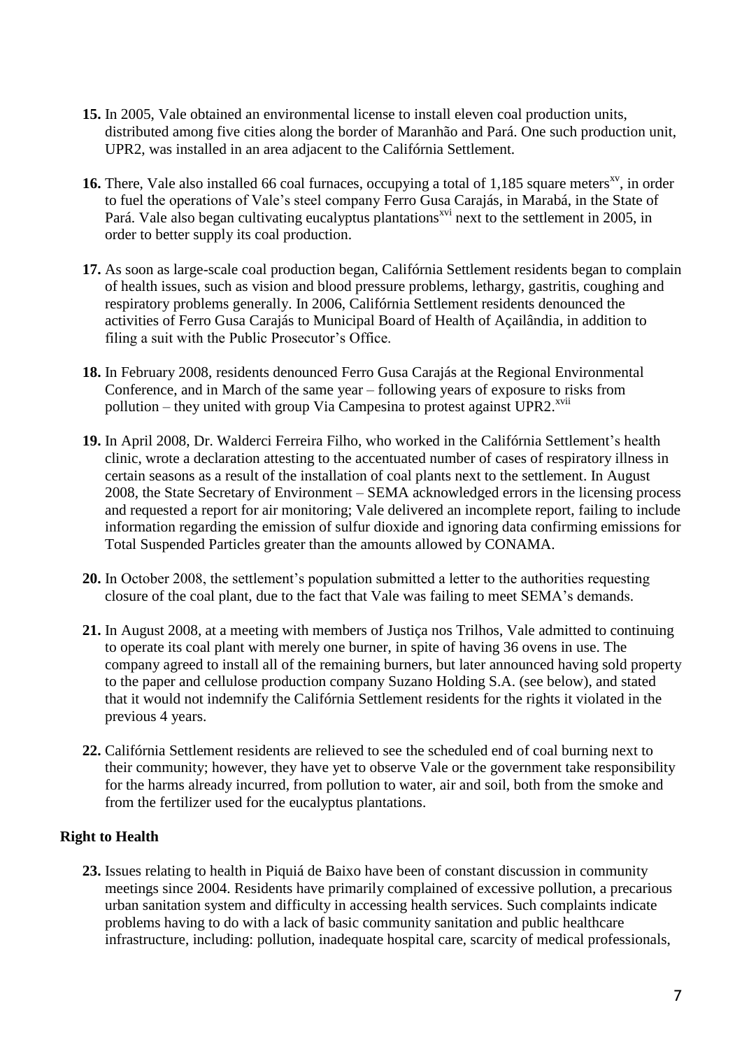**15.** In 2005, Vale obtained an environmental license to install eleven coal production units, distributed among five cities along the border of Maranhão and Pará. One such production unit, UPR2, was installed in an area adjacent to the Califórnia Settlement.

**16.** There, Vale also installed 66 coal furnaces, occupying a total of 1,185 square meters[xv], in order to fuel the operations of Vale's steel company Ferro Gusa Carajás, in Marabá, in the State of Pará. Vale also began cultivating eucalyptus plantations[xvi] next to the settlement in 2005, in order to better supply its coal production.

**17.** As soon as large-scale coal production began, Califórnia Settlement residents began to complain of health issues, such as vision and blood pressure problems, lethargy, gastritis, coughing and respiratory problems generally. In 2006, Califórnia Settlement residents denounced the activities of Ferro Gusa Carajás to Municipal Board of Health of Açailândia, in addition to filing a suit with the Public Prosecutor's Office.

**18.** In February 2008, residents denounced Ferro Gusa Carajás at the Regional Environmental Conference, and in March of the same year – following years of exposure to risks from pollution – they united with group Via Campesina to protest against UPR2.[xvii]

**19.** In April 2008, Dr. Walderci Ferreira Filho, who worked in the Califórnia Settlement's health clinic, wrote a declaration attesting to the accentuated number of cases of respiratory illness in certain seasons as a result of the installation of coal plants next to the settlement. In August 2008, the State Secretary of Environment – SEMA acknowledged errors in the licensing process and requested a report for air monitoring; Vale delivered an incomplete report, failing to include information regarding the emission of sulfur dioxide and ignoring data confirming emissions for Total Suspended Particles greater than the amounts allowed by CONAMA.

**20.** In October 2008, the settlement's population submitted a letter to the authorities requesting closure of the coal plant, due to the fact that Vale was failing to meet SEMA's demands.

**21.** In August 2008, at a meeting with members of Justiça nos Trilhos, Vale admitted to continuing to operate its coal plant with merely one burner, in spite of having 36 ovens in use. The company agreed to install all of the remaining burners, but later announced having sold property to the paper and cellulose production company Suzano Holding S.A. (see below), and stated that it would not indemnify the Califórnia Settlement residents for the rights it violated in the previous 4 years.

**22.** Califórnia Settlement residents are relieved to see the scheduled end of coal burning next to their community; however, they have yet to observe Vale or the government take responsibility for the harms already incurred, from pollution to water, air and soil, both from the smoke and from the fertilizer used for the eucalyptus plantations.

## Right to Health

**23.** Issues relating to health in Piquiá de Baixo have been of constant discussion in community meetings since 2004. Residents have primarily complained of excessive pollution, a precarious urban sanitation system and difficulty in accessing health services. Such complaints indicate problems having to do with a lack of basic community sanitation and public healthcare infrastructure, including: pollution, inadequate hospital care, scarcity of medical professionals,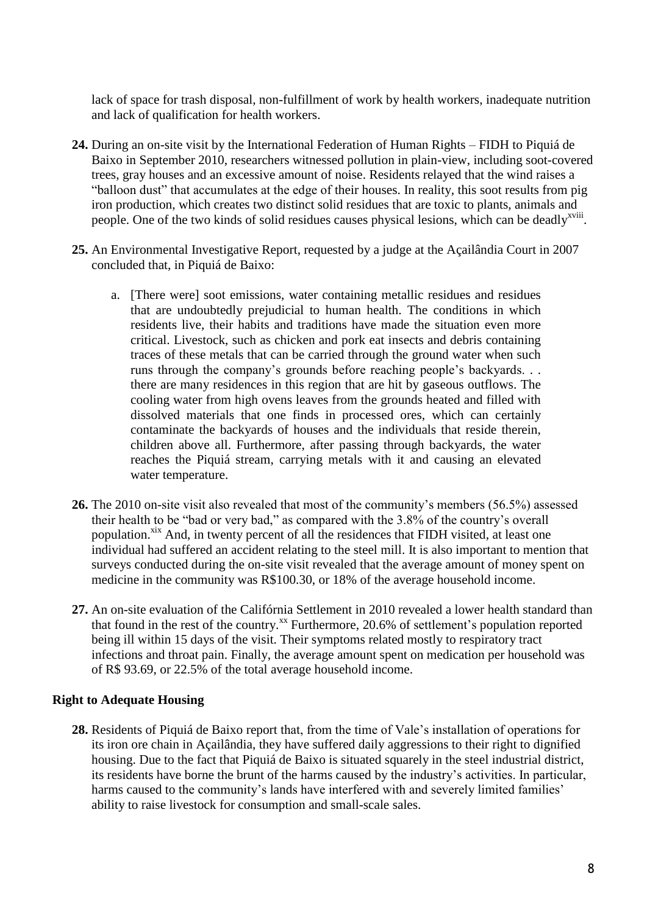lack of space for trash disposal, non-fulfillment of work by health workers, inadequate nutrition and lack of qualification for health workers.

**24.** During an on-site visit by the International Federation of Human Rights – FIDH to Piquiá de Baixo in September 2010, researchers witnessed pollution in plain-view, including soot-covered trees, gray houses and an excessive amount of noise. Residents relayed that the wind raises a "balloon dust" that accumulates at the edge of their houses. In reality, this soot results from pig iron production, which creates two distinct solid residues that are toxic to plants, animals and people. One of the two kinds of solid residues causes physical lesions, which can be deadly[xviii].

**25.** An Environmental Investigative Report, requested by a judge at the Açailândia Court in 2007 concluded that, in Piquiá de Baixo:

> a. [There were] soot emissions, water containing metallic residues and residues that are undoubtedly prejudicial to human health. The conditions in which residents live, their habits and traditions have made the situation even more critical. Livestock, such as chicken and pork eat insects and debris containing traces of these metals that can be carried through the ground water when such runs through the company's grounds before reaching people's backyards. . . there are many residences in this region that are hit by gaseous outflows. The cooling water from high ovens leaves from the grounds heated and filled with dissolved materials that one finds in processed ores, which can certainly contaminate the backyards of houses and the individuals that reside therein, children above all. Furthermore, after passing through backyards, the water reaches the Piquiá stream, carrying metals with it and causing an elevated water temperature.

**26.** The 2010 on-site visit also revealed that most of the community's members (56.5%) assessed their health to be "bad or very bad," as compared with the 3.8% of the country's overall population.[xix] And, in twenty percent of all the residences that FIDH visited, at least one individual had suffered an accident relating to the steel mill. It is also important to mention that surveys conducted during the on-site visit revealed that the average amount of money spent on medicine in the community was R$100.30, or 18% of the average household income.

**27.** An on-site evaluation of the Califórnia Settlement in 2010 revealed a lower health standard than that found in the rest of the country.[xx] Furthermore, 20.6% of settlement's population reported being ill within 15 days of the visit. Their symptoms related mostly to respiratory tract infections and throat pain. Finally, the average amount spent on medication per household was of R$ 93.69, or 22.5% of the total average household income.

**Right to Adequate Housing**

**28.** Residents of Piquiá de Baixo report that, from the time of Vale's installation of operations for its iron ore chain in Açailândia, they have suffered daily aggressions to their right to dignified housing. Due to the fact that Piquiá de Baixo is situated squarely in the steel industrial district, its residents have borne the brunt of the harms caused by the industry's activities. In particular, harms caused to the community's lands have interfered with and severely limited families' ability to raise livestock for consumption and small-scale sales.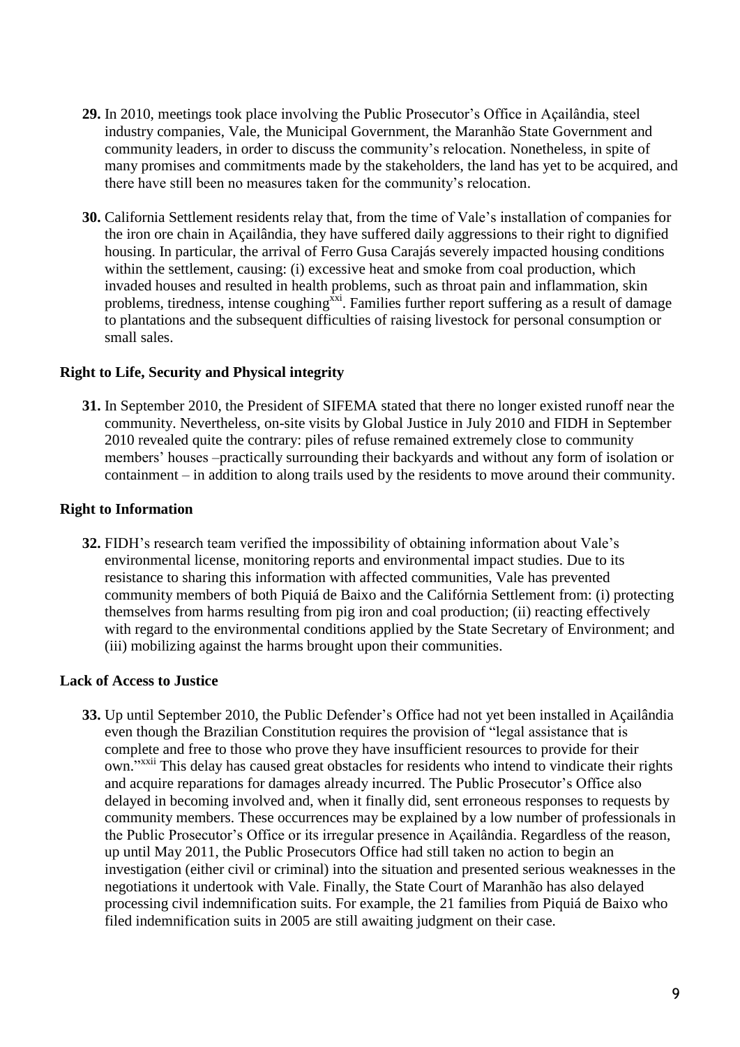**29.** In 2010, meetings took place involving the Public Prosecutor's Office in Açailândia, steel industry companies, Vale, the Municipal Government, the Maranhão State Government and community leaders, in order to discuss the community's relocation. Nonetheless, in spite of many promises and commitments made by the stakeholders, the land has yet to be acquired, and there have still been no measures taken for the community's relocation.

**30.** California Settlement residents relay that, from the time of Vale's installation of companies for the iron ore chain in Açailândia, they have suffered daily aggressions to their right to dignified housing. In particular, the arrival of Ferro Gusa Carajás severely impacted housing conditions within the settlement, causing: (i) excessive heat and smoke from coal production, which invaded houses and resulted in health problems, such as throat pain and inflammation, skin problems, tiredness, intense coughing[xxi]. Families further report suffering as a result of damage to plantations and the subsequent difficulties of raising livestock for personal consumption or small sales.

### Right to Life, Security and Physical integrity

**31.** In September 2010, the President of SIFEMA stated that there no longer existed runoff near the community. Nevertheless, on-site visits by Global Justice in July 2010 and FIDH in September 2010 revealed quite the contrary: piles of refuse remained extremely close to community members' houses –practically surrounding their backyards and without any form of isolation or containment – in addition to along trails used by the residents to move around their community.

### Right to Information

**32.** FIDH's research team verified the impossibility of obtaining information about Vale's environmental license, monitoring reports and environmental impact studies. Due to its resistance to sharing this information with affected communities, Vale has prevented community members of both Piquiá de Baixo and the Califórnia Settlement from: (i) protecting themselves from harms resulting from pig iron and coal production; (ii) reacting effectively with regard to the environmental conditions applied by the State Secretary of Environment; and (iii) mobilizing against the harms brought upon their communities.

### Lack of Access to Justice

**33.** Up until September 2010, the Public Defender's Office had not yet been installed in Açailândia even though the Brazilian Constitution requires the provision of "legal assistance that is complete and free to those who prove they have insufficient resources to provide for their own."[xxii] This delay has caused great obstacles for residents who intend to vindicate their rights and acquire reparations for damages already incurred. The Public Prosecutor's Office also delayed in becoming involved and, when it finally did, sent erroneous responses to requests by community members. These occurrences may be explained by a low number of professionals in the Public Prosecutor's Office or its irregular presence in Açailândia. Regardless of the reason, up until May 2011, the Public Prosecutors Office had still taken no action to begin an investigation (either civil or criminal) into the situation and presented serious weaknesses in the negotiations it undertook with Vale. Finally, the State Court of Maranhão has also delayed processing civil indemnification suits. For example, the 21 families from Piquiá de Baixo who filed indemnification suits in 2005 are still awaiting judgment on their case.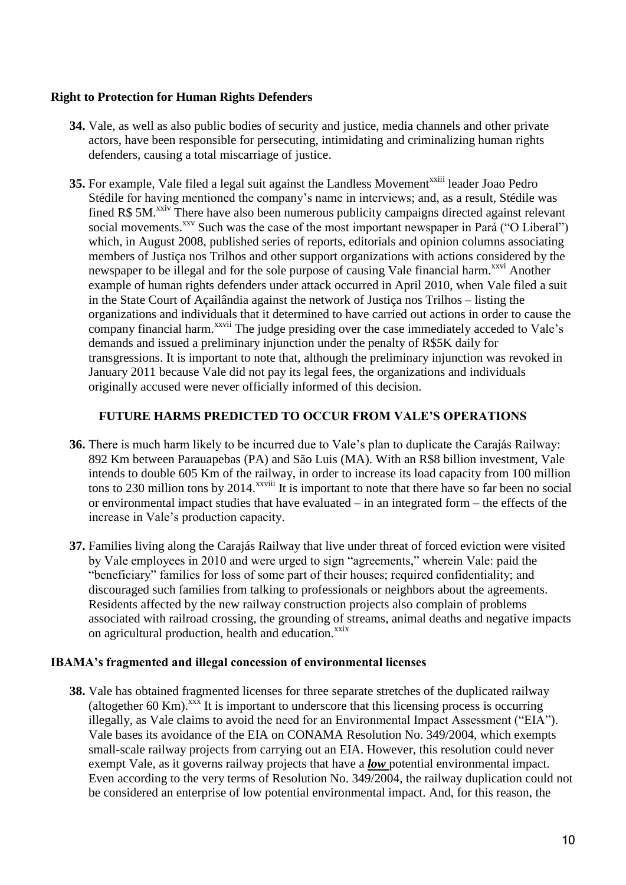**Right to Protection for Human Rights Defenders**

**34.** Vale, as well as also public bodies of security and justice, media channels and other private actors, have been responsible for persecuting, intimidating and criminalizing human rights defenders, causing a total miscarriage of justice.

**35.** For example, Vale filed a legal suit against the Landless Movement[xxiii] leader Joao Pedro Stédile for having mentioned the company's name in interviews; and, as a result, Stédile was fined R$ 5M.[xxiv] There have also been numerous publicity campaigns directed against relevant social movements.[xxv] Such was the case of the most important newspaper in Pará ("O Liberal") which, in August 2008, published series of reports, editorials and opinion columns associating members of Justiça nos Trilhos and other support organizations with actions considered by the newspaper to be illegal and for the sole purpose of causing Vale financial harm.[xxvi] Another example of human rights defenders under attack occurred in April 2010, when Vale filed a suit in the State Court of Açailândia against the network of Justiça nos Trilhos – listing the organizations and individuals that it determined to have carried out actions in order to cause the company financial harm.[xxvii] The judge presiding over the case immediately acceded to Vale's demands and issued a preliminary injunction under the penalty of R$5K daily for transgressions. It is important to note that, although the preliminary injunction was revoked in January 2011 because Vale did not pay its legal fees, the organizations and individuals originally accused were never officially informed of this decision.

## FUTURE HARMS PREDICTED TO OCCUR FROM VALE'S OPERATIONS

**36.** There is much harm likely to be incurred due to Vale's plan to duplicate the Carajás Railway: 892 Km between Parauapebas (PA) and São Luis (MA). With an R$8 billion investment, Vale intends to double 605 Km of the railway, in order to increase its load capacity from 100 million tons to 230 million tons by 2014.[xxviii] It is important to note that there have so far been no social or environmental impact studies that have evaluated – in an integrated form – the effects of the increase in Vale's production capacity.

**37.** Families living along the Carajás Railway that live under threat of forced eviction were visited by Vale employees in 2010 and were urged to sign "agreements," wherein Vale: paid the "beneficiary" families for loss of some part of their houses; required confidentiality; and discouraged such families from talking to professionals or neighbors about the agreements. Residents affected by the new railway construction projects also complain of problems associated with railroad crossing, the grounding of streams, animal deaths and negative impacts on agricultural production, health and education.[xxix]

**IBAMA's fragmented and illegal concession of environmental licenses**

**38.** Vale has obtained fragmented licenses for three separate stretches of the duplicated railway (altogether 60 Km).[xxx] It is important to underscore that this licensing process is occurring illegally, as Vale claims to avoid the need for an Environmental Impact Assessment ("EIA"). Vale bases its avoidance of the EIA on CONAMA Resolution No. 349/2004, which exempts small-scale railway projects from carrying out an EIA. However, this resolution could never exempt Vale, as it governs railway projects that have a ***low*** potential environmental impact. Even according to the very terms of Resolution No. 349/2004, the railway duplication could not be considered an enterprise of low potential environmental impact. And, for this reason, the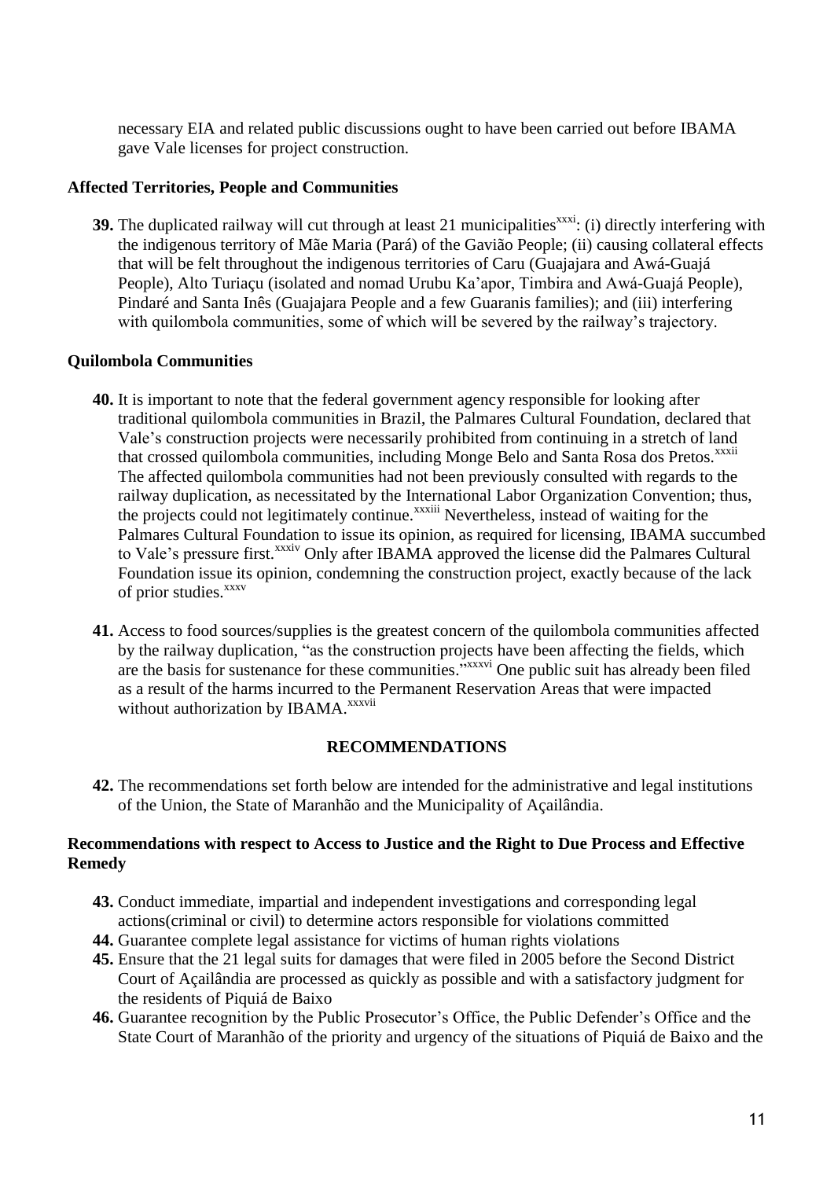necessary EIA and related public discussions ought to have been carried out before IBAMA gave Vale licenses for project construction.

### Affected Territories, People and Communities

**39.** The duplicated railway will cut through at least 21 municipalities[xxxi]: (i) directly interfering with the indigenous territory of Mãe Maria (Pará) of the Gavião People; (ii) causing collateral effects that will be felt throughout the indigenous territories of Caru (Guajajara and Awá-Guajá People), Alto Turiaçu (isolated and nomad Urubu Ka'apor, Timbira and Awá-Guajá People), Pindaré and Santa Inês (Guajajara People and a few Guaranis families); and (iii) interfering with quilombola communities, some of which will be severed by the railway's trajectory.

### Quilombola Communities

**40.** It is important to note that the federal government agency responsible for looking after traditional quilombola communities in Brazil, the Palmares Cultural Foundation, declared that Vale's construction projects were necessarily prohibited from continuing in a stretch of land that crossed quilombola communities, including Monge Belo and Santa Rosa dos Pretos.[xxxii] The affected quilombola communities had not been previously consulted with regards to the railway duplication, as necessitated by the International Labor Organization Convention; thus, the projects could not legitimately continue.[xxxiii] Nevertheless, instead of waiting for the Palmares Cultural Foundation to issue its opinion, as required for licensing, IBAMA succumbed to Vale's pressure first.[xxxiv] Only after IBAMA approved the license did the Palmares Cultural Foundation issue its opinion, condemning the construction project, exactly because of the lack of prior studies.[xxxv]

**41.** Access to food sources/supplies is the greatest concern of the quilombola communities affected by the railway duplication, "as the construction projects have been affecting the fields, which are the basis for sustenance for these communities."[xxxvi] One public suit has already been filed as a result of the harms incurred to the Permanent Reservation Areas that were impacted without authorization by IBAMA.[xxxvii]

## RECOMMENDATIONS

**42.** The recommendations set forth below are intended for the administrative and legal institutions of the Union, the State of Maranhão and the Municipality of Açailândia.

### Recommendations with respect to Access to Justice and the Right to Due Process and Effective Remedy

**43.** Conduct immediate, impartial and independent investigations and corresponding legal actions(criminal or civil) to determine actors responsible for violations committed

**44.** Guarantee complete legal assistance for victims of human rights violations

**45.** Ensure that the 21 legal suits for damages that were filed in 2005 before the Second District Court of Açailândia are processed as quickly as possible and with a satisfactory judgment for the residents of Piquiá de Baixo

**46.** Guarantee recognition by the Public Prosecutor's Office, the Public Defender's Office and the State Court of Maranhão of the priority and urgency of the situations of Piquiá de Baixo and the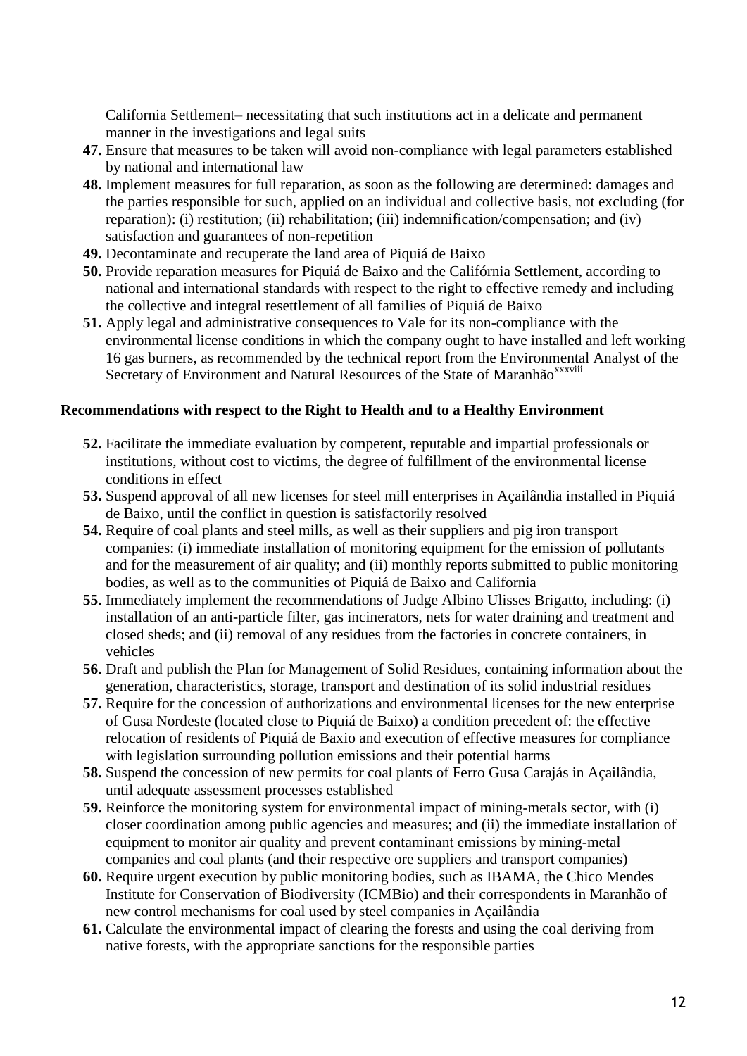California Settlement– necessitating that such institutions act in a delicate and permanent manner in the investigations and legal suits

47. Ensure that measures to be taken will avoid non-compliance with legal parameters established by national and international law
48. Implement measures for full reparation, as soon as the following are determined: damages and the parties responsible for such, applied on an individual and collective basis, not excluding (for reparation): (i) restitution; (ii) rehabilitation; (iii) indemnification/compensation; and (iv) satisfaction and guarantees of non-repetition
49. Decontaminate and recuperate the land area of Piquiá de Baixo
50. Provide reparation measures for Piquiá de Baixo and the Califórnia Settlement, according to national and international standards with respect to the right to effective remedy and including the collective and integral resettlement of all families of Piquiá de Baixo
51. Apply legal and administrative consequences to Vale for its non-compliance with the environmental license conditions in which the company ought to have installed and left working 16 gas burners, as recommended by the technical report from the Environmental Analyst of the Secretary of Environment and Natural Resources of the State of Maranhão[xxxviii]

**Recommendations with respect to the Right to Health and to a Healthy Environment**

52. Facilitate the immediate evaluation by competent, reputable and impartial professionals or institutions, without cost to victims, the degree of fulfillment of the environmental license conditions in effect
53. Suspend approval of all new licenses for steel mill enterprises in Açailândia installed in Piquiá de Baixo, until the conflict in question is satisfactorily resolved
54. Require of coal plants and steel mills, as well as their suppliers and pig iron transport companies: (i) immediate installation of monitoring equipment for the emission of pollutants and for the measurement of air quality; and (ii) monthly reports submitted to public monitoring bodies, as well as to the communities of Piquiá de Baixo and California
55. Immediately implement the recommendations of Judge Albino Ulisses Brigatto, including: (i) installation of an anti-particle filter, gas incinerators, nets for water draining and treatment and closed sheds; and (ii) removal of any residues from the factories in concrete containers, in vehicles
56. Draft and publish the Plan for Management of Solid Residues, containing information about the generation, characteristics, storage, transport and destination of its solid industrial residues
57. Require for the concession of authorizations and environmental licenses for the new enterprise of Gusa Nordeste (located close to Piquiá de Baixo) a condition precedent of: the effective relocation of residents of Piquiá de Baxio and execution of effective measures for compliance with legislation surrounding pollution emissions and their potential harms
58. Suspend the concession of new permits for coal plants of Ferro Gusa Carajás in Açailândia, until adequate assessment processes established
59. Reinforce the monitoring system for environmental impact of mining-metals sector, with (i) closer coordination among public agencies and measures; and (ii) the immediate installation of equipment to monitor air quality and prevent contaminant emissions by mining-metal companies and coal plants (and their respective ore suppliers and transport companies)
60. Require urgent execution by public monitoring bodies, such as IBAMA, the Chico Mendes Institute for Conservation of Biodiversity (ICMBio) and their correspondents in Maranhão of new control mechanisms for coal used by steel companies in Açailândia
61. Calculate the environmental impact of clearing the forests and using the coal deriving from native forests, with the appropriate sanctions for the responsible parties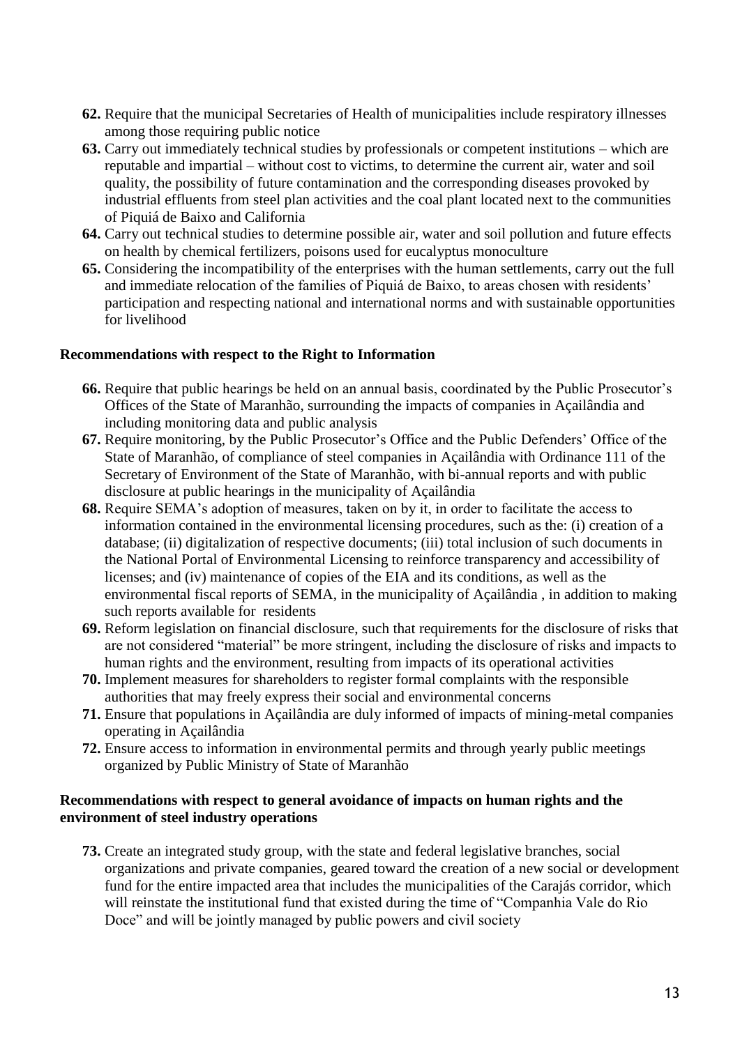62. Require that the municipal Secretaries of Health of municipalities include respiratory illnesses among those requiring public notice
63. Carry out immediately technical studies by professionals or competent institutions – which are reputable and impartial – without cost to victims, to determine the current air, water and soil quality, the possibility of future contamination and the corresponding diseases provoked by industrial effluents from steel plan activities and the coal plant located next to the communities of Piquiá de Baixo and California
64. Carry out technical studies to determine possible air, water and soil pollution and future effects on health by chemical fertilizers, poisons used for eucalyptus monoculture
65. Considering the incompatibility of the enterprises with the human settlements, carry out the full and immediate relocation of the families of Piquiá de Baixo, to areas chosen with residents' participation and respecting national and international norms and with sustainable opportunities for livelihood

**Recommendations with respect to the Right to Information**

66. Require that public hearings be held on an annual basis, coordinated by the Public Prosecutor's Offices of the State of Maranhão, surrounding the impacts of companies in Açailândia and including monitoring data and public analysis
67. Require monitoring, by the Public Prosecutor's Office and the Public Defenders' Office of the State of Maranhão, of compliance of steel companies in Açailândia with Ordinance 111 of the Secretary of Environment of the State of Maranhão, with bi-annual reports and with public disclosure at public hearings in the municipality of Açailândia
68. Require SEMA's adoption of measures, taken on by it, in order to facilitate the access to information contained in the environmental licensing procedures, such as the: (i) creation of a database; (ii) digitalization of respective documents; (iii) total inclusion of such documents in the National Portal of Environmental Licensing to reinforce transparency and accessibility of licenses; and (iv) maintenance of copies of the EIA and its conditions, as well as the environmental fiscal reports of SEMA, in the municipality of Açailândia , in addition to making such reports available for residents
69. Reform legislation on financial disclosure, such that requirements for the disclosure of risks that are not considered "material" be more stringent, including the disclosure of risks and impacts to human rights and the environment, resulting from impacts of its operational activities
70. Implement measures for shareholders to register formal complaints with the responsible authorities that may freely express their social and environmental concerns
71. Ensure that populations in Açailândia are duly informed of impacts of mining-metal companies operating in Açailândia
72. Ensure access to information in environmental permits and through yearly public meetings organized by Public Ministry of State of Maranhão

**Recommendations with respect to general avoidance of impacts on human rights and the environment of steel industry operations**

73. Create an integrated study group, with the state and federal legislative branches, social organizations and private companies, geared toward the creation of a new social or development fund for the entire impacted area that includes the municipalities of the Carajás corridor, which will reinstate the institutional fund that existed during the time of "Companhia Vale do Rio Doce" and will be jointly managed by public powers and civil society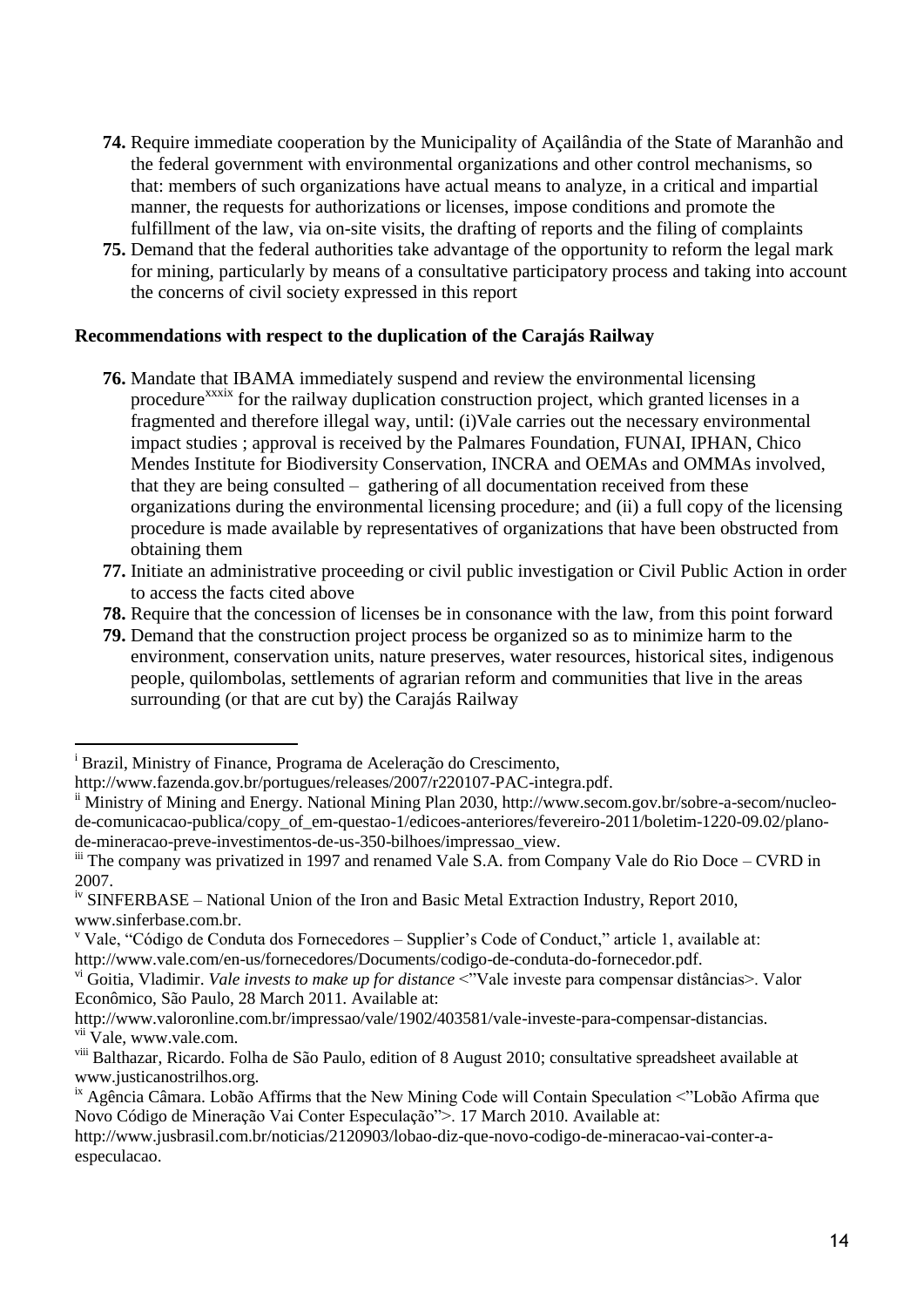74. Require immediate cooperation by the Municipality of Açailândia of the State of Maranhão and the federal government with environmental organizations and other control mechanisms, so that: members of such organizations have actual means to analyze, in a critical and impartial manner, the requests for authorizations or licenses, impose conditions and promote the fulfillment of the law, via on-site visits, the drafting of reports and the filing of complaints
75. Demand that the federal authorities take advantage of the opportunity to reform the legal mark for mining, particularly by means of a consultative participatory process and taking into account the concerns of civil society expressed in this report

**Recommendations with respect to the duplication of the Carajás Railway**

76. Mandate that IBAMA immediately suspend and review the environmental licensing procedure[xxxix] for the railway duplication construction project, which granted licenses in a fragmented and therefore illegal way, until: (i)Vale carries out the necessary environmental impact studies ; approval is received by the Palmares Foundation, FUNAI, IPHAN, Chico Mendes Institute for Biodiversity Conservation, INCRA and OEMAs and OMMAs involved, that they are being consulted – gathering of all documentation received from these organizations during the environmental licensing procedure; and (ii) a full copy of the licensing procedure is made available by representatives of organizations that have been obstructed from obtaining them
77. Initiate an administrative proceeding or civil public investigation or Civil Public Action in order to access the facts cited above
78. Require that the concession of licenses be in consonance with the law, from this point forward
79. Demand that the construction project process be organized so as to minimize harm to the environment, conservation units, nature preserves, water resources, historical sites, indigenous people, quilombolas, settlements of agrarian reform and communities that live in the areas surrounding (or that are cut by) the Carajás Railway

---

[i] Brazil, Ministry of Finance, Programa de Aceleração do Crescimento, http://www.fazenda.gov.br/portugues/releases/2007/r220107-PAC-integra.pdf.

[ii] Ministry of Mining and Energy. National Mining Plan 2030, http://www.secom.gov.br/sobre-a-secom/nucleo-de-comunicacao-publica/copy_of_em-questao-1/edicoes-anteriores/fevereiro-2011/boletim-1220-09.02/plano-de-mineracao-preve-investimentos-de-us-350-bilhoes/impressao_view.

[iii] The company was privatized in 1997 and renamed Vale S.A. from Company Vale do Rio Doce – CVRD in 2007.

[iv] SINFERBASE – National Union of the Iron and Basic Metal Extraction Industry, Report 2010, www.sinferbase.com.br.

[v] Vale, "Código de Conduta dos Fornecedores – Supplier's Code of Conduct," article 1, available at: http://www.vale.com/en-us/fornecedores/Documents/codigo-de-conduta-do-fornecedor.pdf.

[vi] Goitia, Vladimir. *Vale invests to make up for distance* <"Vale investe para compensar distâncias>. Valor Econômico, São Paulo, 28 March 2011. Available at: http://www.valoronline.com.br/impressao/vale/1902/403581/vale-investe-para-compensar-distancias.

[vii] Vale, www.vale.com.

[viii] Balthazar, Ricardo. Folha de São Paulo, edition of 8 August 2010; consultative spreadsheet available at www.justicanostrilhos.org.

[ix] Agência Câmara. Lobão Affirms that the New Mining Code will Contain Speculation <"Lobão Afirma que Novo Código de Mineração Vai Conter Especulação">. 17 March 2010. Available at: http://www.jusbrasil.com.br/noticias/2120903/lobao-diz-que-novo-codigo-de-mineracao-vai-conter-a-especulacao.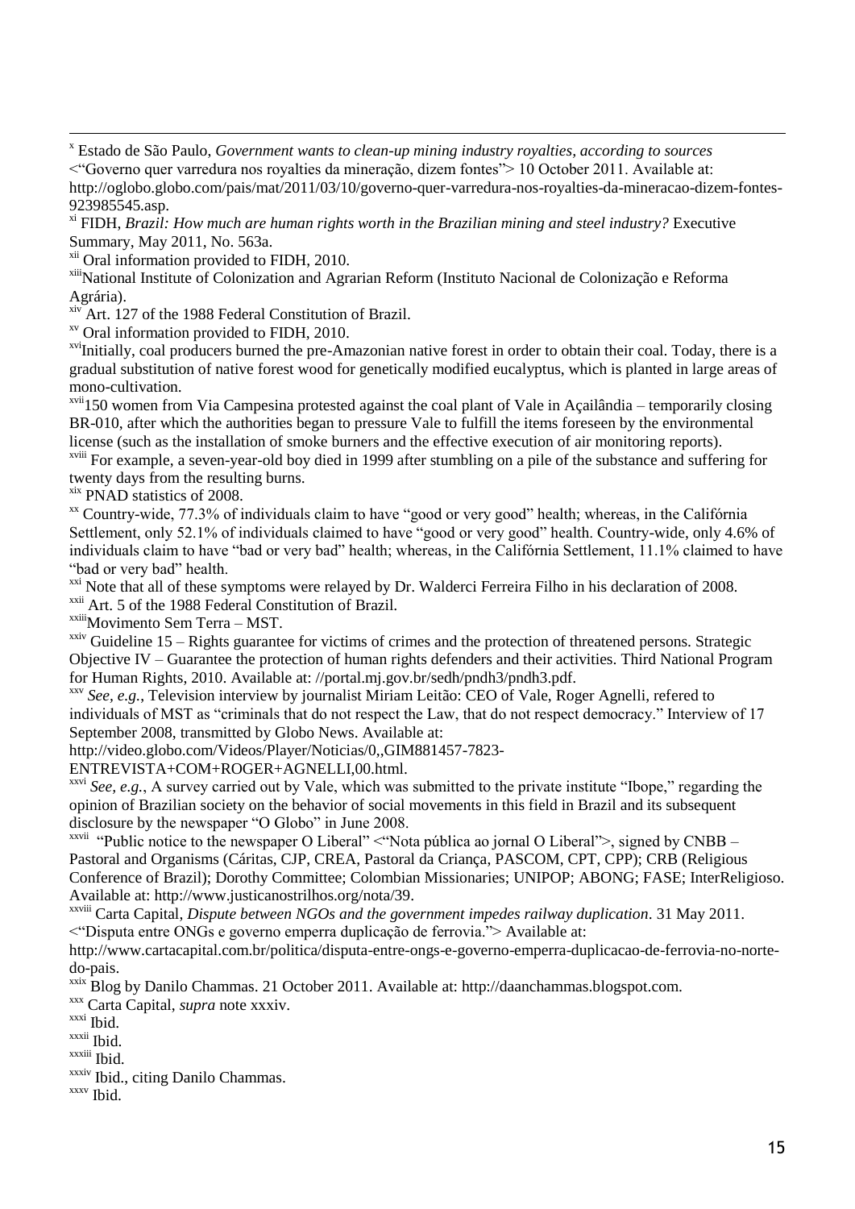[x] Estado de São Paulo, *Government wants to clean-up mining industry royalties, according to sources* <"Governo quer varredura nos royalties da mineração, dizem fontes"> 10 October 2011. Available at: http://oglobo.globo.com/pais/mat/2011/03/10/governo-quer-varredura-nos-royalties-da-mineracao-dizem-fontes-923985545.asp.

[xi] FIDH, *Brazil: How much are human rights worth in the Brazilian mining and steel industry?* Executive Summary, May 2011, No. 563a.

[xii] Oral information provided to FIDH, 2010.

[xiii] National Institute of Colonization and Agrarian Reform (Instituto Nacional de Colonização e Reforma Agrária).

[xiv] Art. 127 of the 1988 Federal Constitution of Brazil.

[xv] Oral information provided to FIDH, 2010.

[xvi] Initially, coal producers burned the pre-Amazonian native forest in order to obtain their coal. Today, there is a gradual substitution of native forest wood for genetically modified eucalyptus, which is planted in large areas of mono-cultivation.

[xvii] 150 women from Via Campesina protested against the coal plant of Vale in Açailândia – temporarily closing BR-010, after which the authorities began to pressure Vale to fulfill the items foreseen by the environmental license (such as the installation of smoke burners and the effective execution of air monitoring reports).

[xviii] For example, a seven-year-old boy died in 1999 after stumbling on a pile of the substance and suffering for twenty days from the resulting burns.

[xix] PNAD statistics of 2008.

[xx] Country-wide, 77.3% of individuals claim to have "good or very good" health; whereas, in the Califórnia Settlement, only 52.1% of individuals claimed to have "good or very good" health. Country-wide, only 4.6% of individuals claim to have "bad or very bad" health; whereas, in the Califórnia Settlement, 11.1% claimed to have "bad or very bad" health.

[xxi] Note that all of these symptoms were relayed by Dr. Walderci Ferreira Filho in his declaration of 2008.

[xxii] Art. 5 of the 1988 Federal Constitution of Brazil.

[xxiii] Movimento Sem Terra – MST.

[xxiv] Guideline 15 – Rights guarantee for victims of crimes and the protection of threatened persons. Strategic Objective IV – Guarantee the protection of human rights defenders and their activities. Third National Program for Human Rights, 2010. Available at: //portal.mj.gov.br/sedh/pndh3/pndh3.pdf.

[xxv] *See, e.g.*, Television interview by journalist Miriam Leitão: CEO of Vale, Roger Agnelli, refered to individuals of MST as "criminals that do not respect the Law, that do not respect democracy." Interview of 17 September 2008, transmitted by Globo News. Available at: http://video.globo.com/Videos/Player/Noticias/0,,GIM881457-7823-ENTREVISTA+COM+ROGER+AGNELLI,00.html.

[xxvi] *See, e.g.*, A survey carried out by Vale, which was submitted to the private institute "Ibope," regarding the opinion of Brazilian society on the behavior of social movements in this field in Brazil and its subsequent disclosure by the newspaper "O Globo" in June 2008.

[xxvii] "Public notice to the newspaper O Liberal" <"Nota pública ao jornal O Liberal">, signed by CNBB – Pastoral and Organisms (Cáritas, CJP, CREA, Pastoral da Criança, PASCOM, CPT, CPP); CRB (Religious Conference of Brazil); Dorothy Committee; Colombian Missionaries; UNIPOP; ABONG; FASE; InterReligioso. Available at: http://www.justicanostrilhos.org/nota/39.

[xxviii] Carta Capital, *Dispute between NGOs and the government impedes railway duplication*. 31 May 2011. <"Disputa entre ONGs e governo emperra duplicação de ferrovia."> Available at: http://www.cartacapital.com.br/politica/disputa-entre-ongs-e-governo-emperra-duplicacao-de-ferrovia-no-norte-do-pais.

[xxix] Blog by Danilo Chammas. 21 October 2011. Available at: http://daanchammas.blogspot.com.

[xxx] Carta Capital, *supra* note xxxiv.

[xxxi] Ibid.

[xxxii] Ibid.

[xxxiii] Ibid.

[xxxiv] Ibid., citing Danilo Chammas.

[xxxv] Ibid.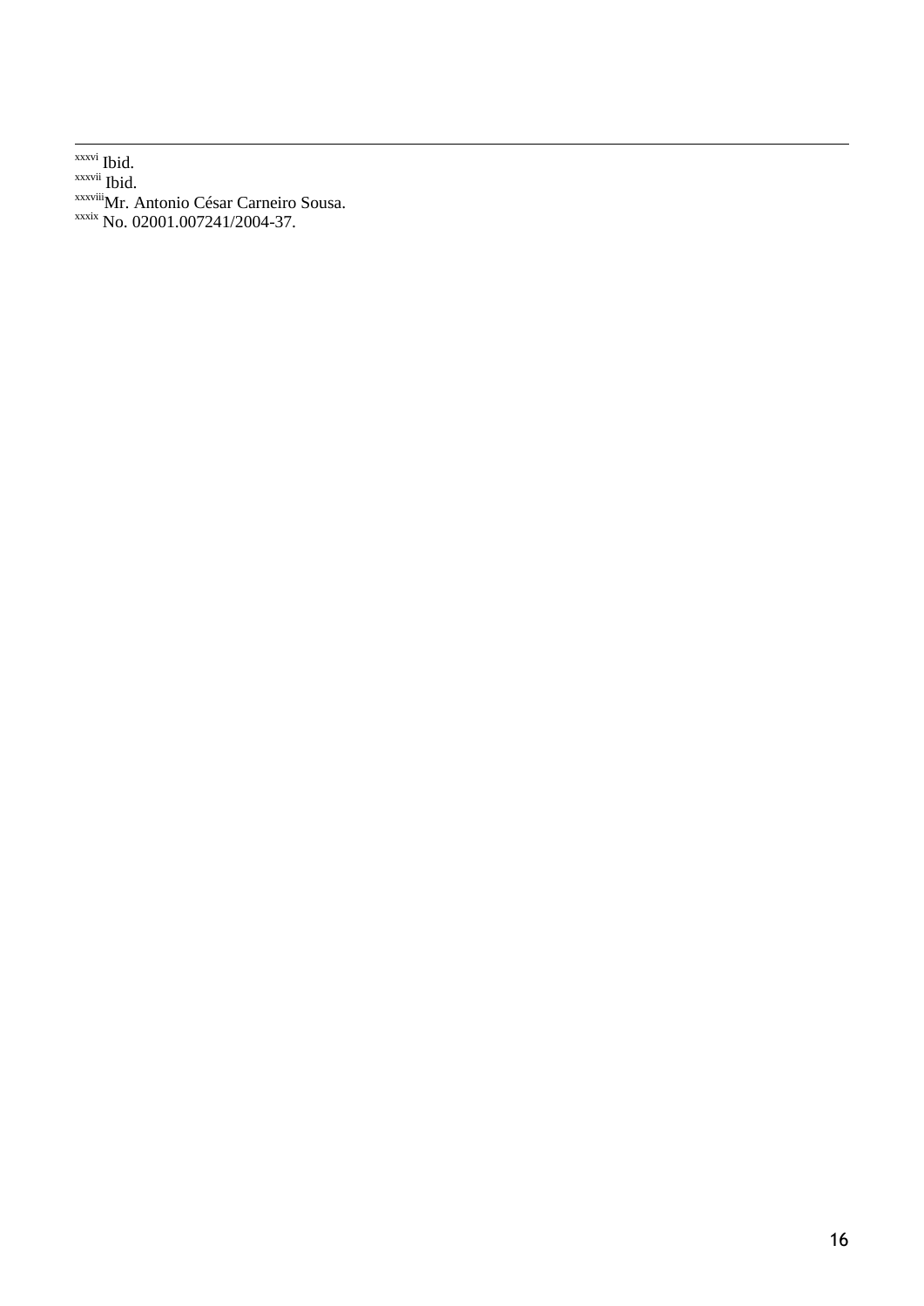[xxxvi] Ibid.

[xxxvii] Ibid.

[xxxviii]Mr. Antonio César Carneiro Sousa.

[xxxix] No. 02001.007241/2004-37.